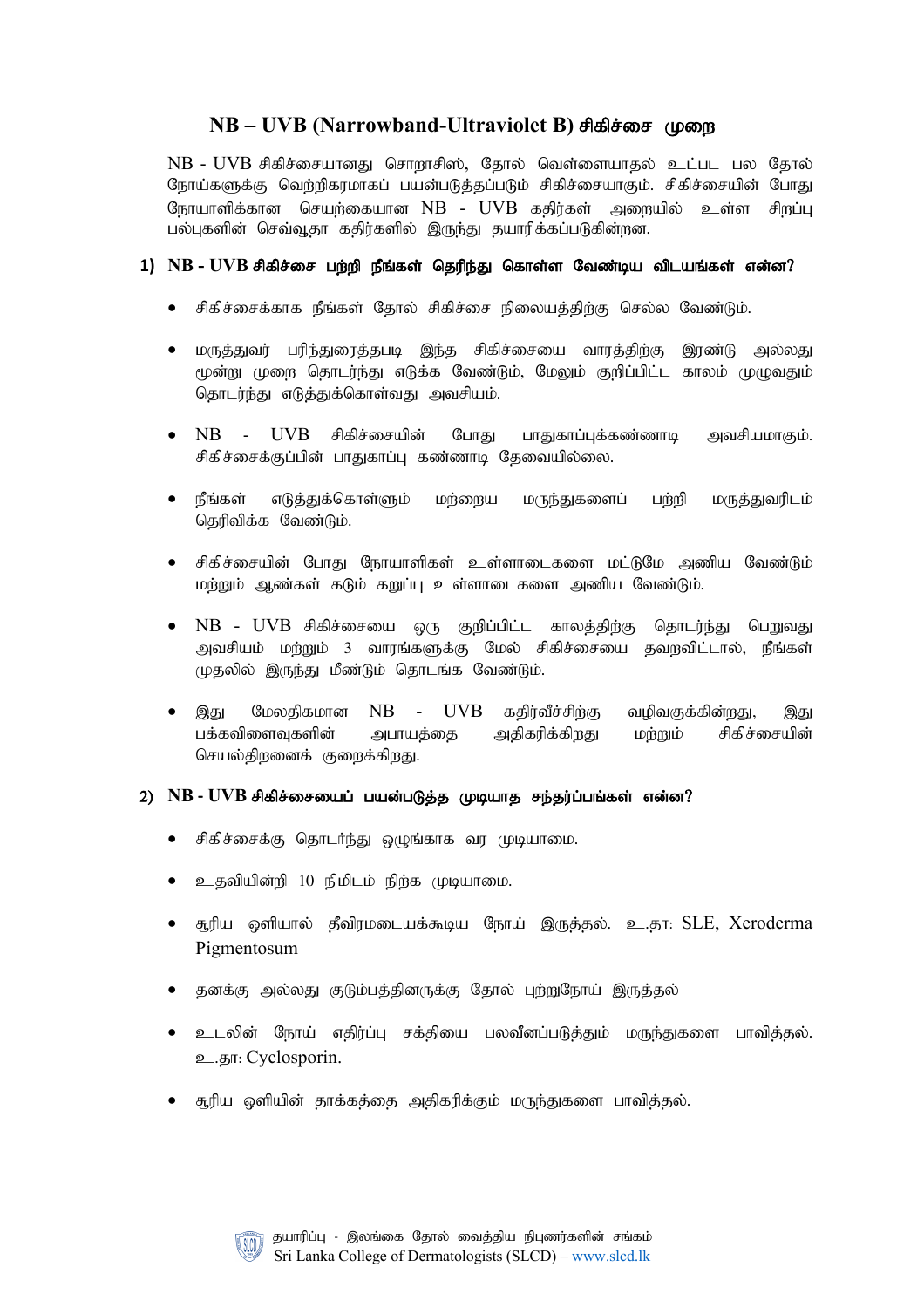# NB – UVB (Narrowband-Ultraviolet B) சிகிச்சை முறை

NB - UVB சிகிச்சையானது சொறாசிஸ், தோல் வெள்ளையாதல் உட்பட பல தோல் நோய்களுக்கு வெற்றிகரமாகப் பயன்படுத்தப்படும் சிகிச்சையாகும். சிகிச்சையின் போது நோயாளிக்கான செயற்கையான NB - UVB கதிர்கள் அறையில் உள்ள சிறப்பு பல்புகளின் செவ்வூதா கதிர்களில் இருந்து தயாரிக்கப்படுகின்றன.

## 1) NB - UVB சிகிச்சை பற்றி நீங்கள் தெரிந்து கொள்ள வேண்டிய விடயங்கள் என்ன?

- சிகிச்சைக்காக நீங்கள் தோல் சிகிச்சை நிலையத்திற்கு செல்ல வேண்டும்.
- மருத்துவர் பரிந்துரைத்தபடி இந்த சிகிச்சையை வாரத்திற்கு இரண்டு அல்லது மூன்று முறை தொடர்ந்து எடுக்க வேண்டும், மேலும் குறிப்பிட்ட காலம் முழுவதும் தொடர்ந்து எடுத்துக்கொள்வது அவசியம்.
- NB - UVB சிகிச்சையின் போது பாதுகாப்புக்கண்ணாடி அவசியமாகும். சிகிச்சைக்குப்பின் பாதுகாப்பு கண்ணாடி தேவையில்லை.
- நீங்கள் எடுத்துக்கொள்ளும் மற்றைய மருந்துகளைப் பற்றி மருத்துவரிடம் தெரிவிக்க வேண்டும்.
- சிகிச்சையின் போது நோயாளிகள் உள்ளாடைகளை மட்டுமே அணிய வேண்டும் மற்றும் ஆண்கள் கடும் கறுப்பு உள்ளாடைகளை அணிய வேண்டும்.
- NB - UVB சிகிச்சையை ஒரு குறிப்பிட்ட காலத்திற்கு தொடர்ந்து பெறுவது அவசியம் மற்றும் 3 வாரங்களுக்கு மேல் சிகிச்சையை தவறவிட்டால், நீங்கள் முதலில் இருந்து மீண்டும் தொடங்க வேண்டும்.
- இது மேலதிகமான NB - UVB கதிர்வீச்சிற்கு வழிவகுக்கின்றது, இது பக்கவிளைவுகளின் அபாயத்தை அதிகரிக்கிறது மற்றும் சிகிச்சையின் செயல்திறனைக் குறைக்கிறது.

## 2) NB - UVB சிகிச்சையைப் பயன்படுத்த முடியாத சந்தர்ப்பங்கள் என்ன?

- சிகிச்சைக்கு தொடர்ந்து ஒழுங்காக வர முடியாமை.
- உதவியின்றி 10 நிமிடம் நிற்க முடியாமை.
- சூரிய ஒளியால் தீவிரமடையக்கூடிய நோய் இருத்தல். உ.தா: SLE, Xeroderma Pigmentosum
- தனக்கு அல்லது குடும்பத்தினருக்கு தோல் புற்றுநோய் இருத்தல்
- உடலின் நோய் எதிர்ப்பு சக்தியை பலவீனப்படுத்தும் மருந்துகளை பாவித்தல். உ.தா: Cyclosporin.
- சூரிய ஒளியின் தாக்கத்தை அதிகரிக்கும் மருந்துகளை பாவித்தல்.

தயாரிப்பு - இலங்கை தோல் வைத்திய நிபுணர்களின் சங்கம்
Sri Lanka College of Dermatologists (SLCD) – www.slcd.lk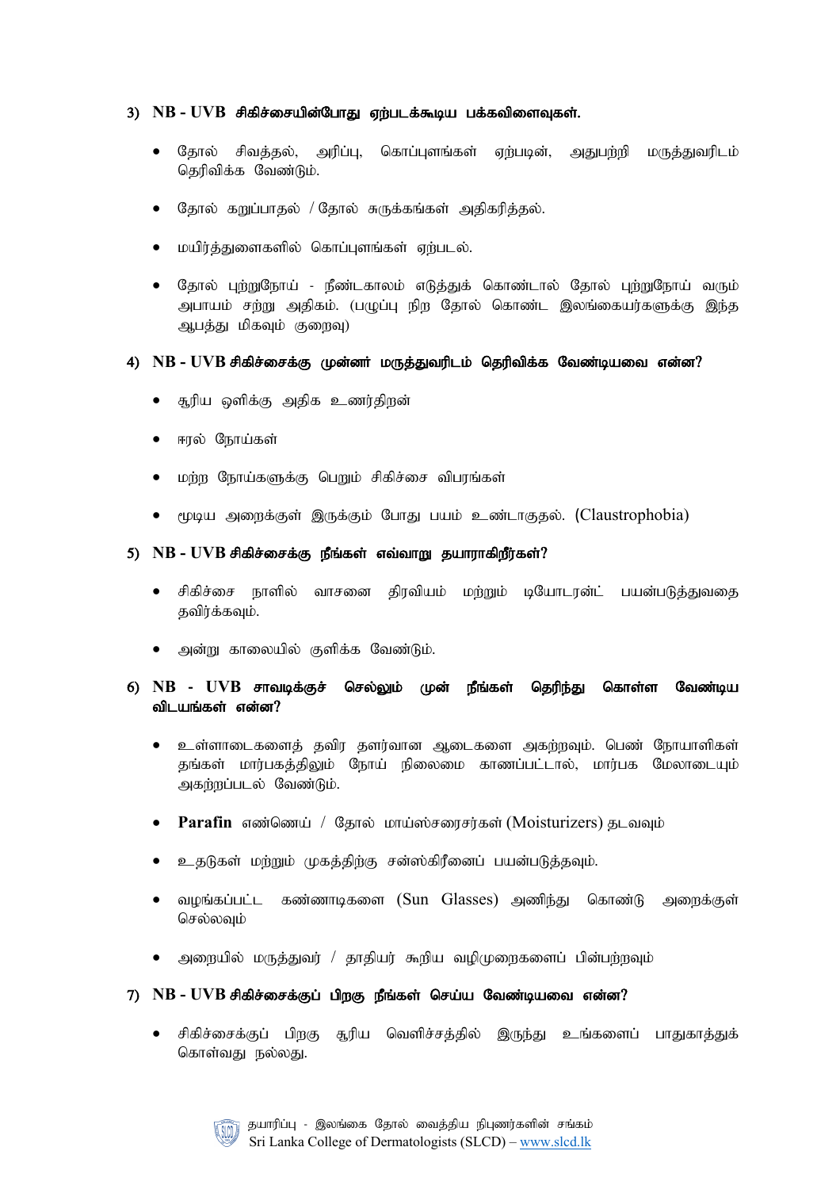### 3) NB - UVB சிகிச்சையின்போது ஏற்படக்கூடிய பக்கவிளைவுகள்.

- தோல் சிவத்தல், அரிப்பு, கொப்புளங்கள் ஏற்படின், அதுபற்றி மருத்துவரிடம் தெரிவிக்க வேண்டும்.
- தோல் கறுப்பாதல் / தோல் சுருக்கங்கள் அதிகரித்தல்.
- மயிர்த்துளைகளில் கொப்புளங்கள் ஏற்படல்.
- தோல் புற்றுநோய் - நீண்டகாலம் எடுத்துக் கொண்டால் தோல் புற்றுநோய் வரும் அபாயம் சற்று அதிகம். (பழுப்பு நிற தோல் கொண்ட இலங்கையர்களுக்கு இந்த ஆபத்து மிகவும் குறைவு)

### 4) NB - UVB சிகிச்சைக்கு முன்னர் மருத்துவரிடம் தெரிவிக்க வேண்டியவை என்ன?

- சூரிய ஒளிக்கு அதிக உணர்திறன்
- ஈரல் நோய்கள்
- மற்ற நோய்களுக்கு பெறும் சிகிச்சை விபரங்கள்
- மூடிய அறைக்குள் இருக்கும் போது பயம் உண்டாகுதல். (Claustrophobia)

### 5) NB - UVB சிகிச்சைக்கு நீங்கள் எவ்வாறு தயாராகிறீர்கள்?

- சிகிச்சை நாளில் வாசனை திரவியம் மற்றும் டியோடரன்ட் பயன்படுத்துவதை தவிர்க்கவும்.
- அன்று காலையில் குளிக்க வேண்டும்.

### 6) NB - UVB சாவடிக்குச் செல்லும் முன் நீங்கள் தெரிந்து கொள்ள வேண்டிய விடயங்கள் என்ன?

- உள்ளாடைகளைத் தவிர தளர்வான ஆடைகளை அகற்றவும். பெண் நோயாளிகள் தங்கள் மார்பகத்திலும் நோய் நிலைமை காணப்பட்டால், மார்பக மேலாடையும் அகற்றப்படல் வேண்டும்.
- **Parafin** எண்ணெய் / தோல் மாய்ஸ்சரைசர்கள் (Moisturizers) தடவவும்
- உதடுகள் மற்றும் முகத்திற்கு சன்ஸ்கிரீனைப் பயன்படுத்தவும்.
- வழங்கப்பட்ட கண்ணாடிகளை (Sun Glasses) அணிந்து கொண்டு அறைக்குள் செல்லவும்
- அறையில் மருத்துவர் / தாதியர் கூறிய வழிமுறைகளைப் பின்பற்றவும்

### 7) NB - UVB சிகிச்சைக்குப் பிறகு நீங்கள் செய்ய வேண்டியவை என்ன?

- சிகிச்சைக்குப் பிறகு சூரிய வெளிச்சத்தில் இருந்து உங்களைப் பாதுகாத்துக் கொள்வது நல்லது.

தயாரிப்பு - இலங்கை தோல் வைத்திய நிபுணர்களின் சங்கம்
Sri Lanka College of Dermatologists (SLCD) – www.slcd.lk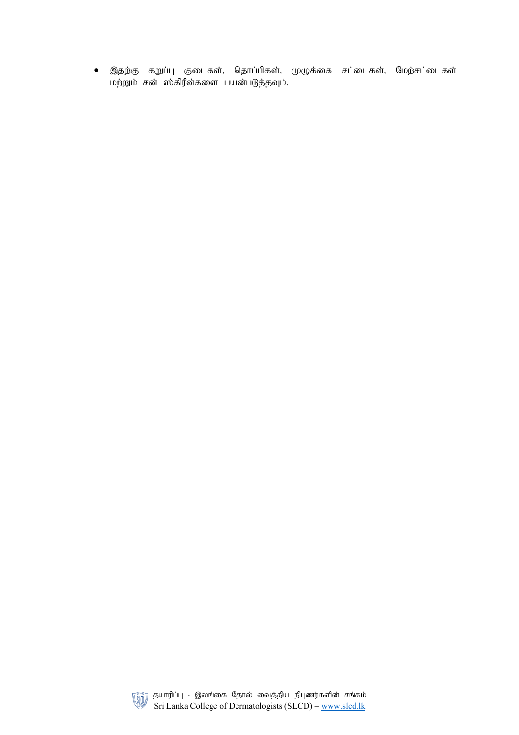- இதற்கு கறுப்பு குடைகள், தொப்பிகள், முழுக்கை சட்டைகள், மேற்சட்டைகள் மற்றும் சன் ஸ்கிரீன்களை பயன்படுத்தவும்.